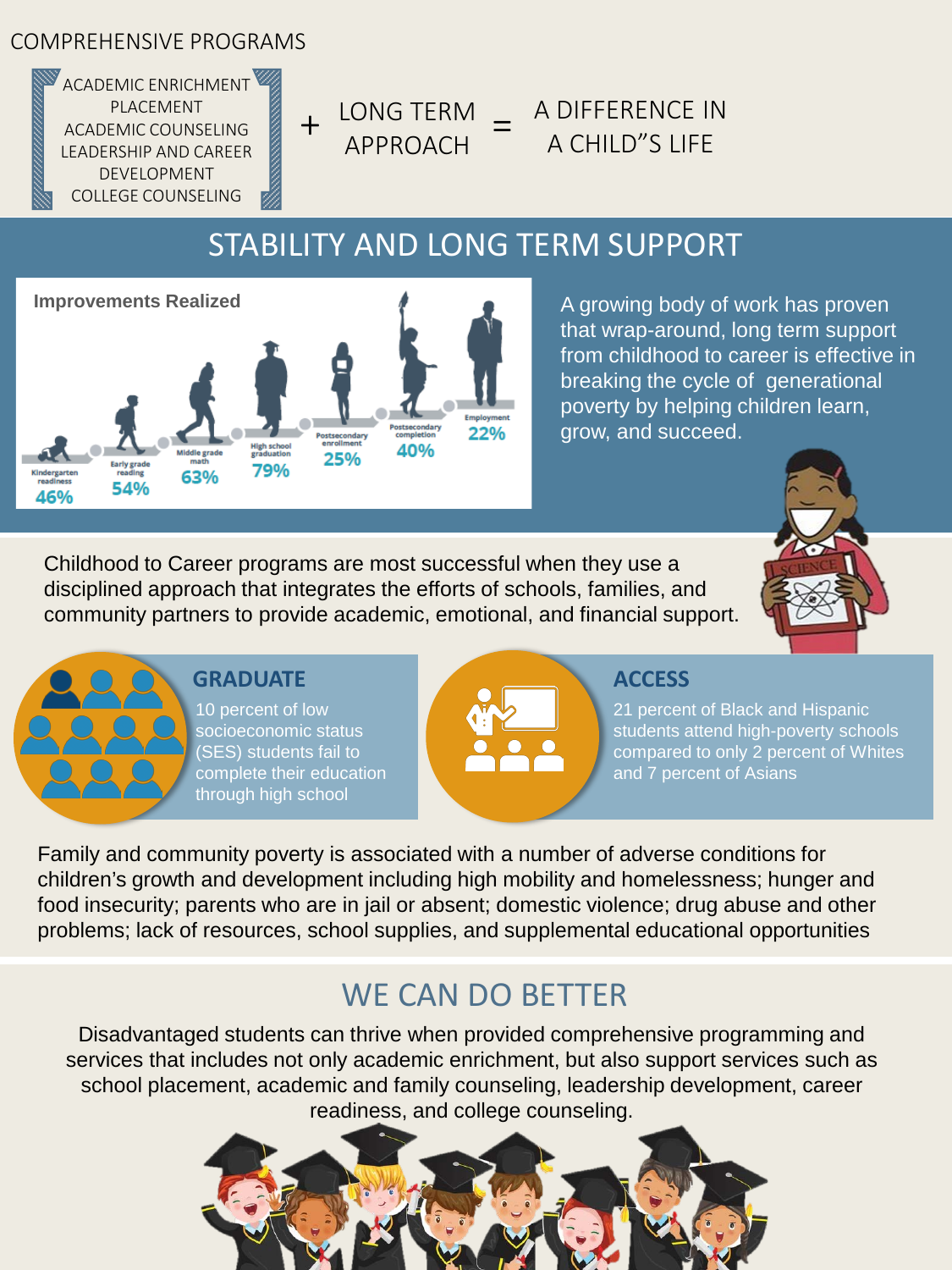COMPREHENSIVE PROGRAMS

ACADEMIC ENRICHMENT
PLACEMENT
ACADEMIC COUNSELING
LEADERSHIP AND CAREER DEVELOPMENT
COLLEGE COUNSELING

+ LONG TERM APPROACH = A DIFFERENCE IN A CHILD"S LIFE

## STABILITY AND LONG TERM SUPPORT

**Improvements Realized**

| Stage | Improvement |
|---|---|
| Kindergarten readiness | 46% |
| Early grade reading | 54% |
| Middle grade math | 63% |
| High school graduation | 79% |
| Postsecondary enrollment | 25% |
| Postsecondary completion | 40% |
| Employment | 22% |

A growing body of work has proven that wrap-around, long term support from childhood to career is effective in breaking the cycle of generational poverty by helping children learn, grow, and succeed.

Childhood to Career programs are most successful when they use a disciplined approach that integrates the efforts of schools, families, and community partners to provide academic, emotional, and financial support.

### GRADUATE

10 percent of low socioeconomic status (SES) students fail to complete their education through high school

### ACCESS

21 percent of Black and Hispanic students attend high-poverty schools compared to only 2 percent of Whites and 7 percent of Asians

Family and community poverty is associated with a number of adverse conditions for children's growth and development including high mobility and homelessness; hunger and food insecurity; parents who are in jail or absent; domestic violence; drug abuse and other problems; lack of resources, school supplies, and supplemental educational opportunities

## WE CAN DO BETTER

Disadvantaged students can thrive when provided comprehensive programming and services that includes not only academic enrichment, but also support services such as school placement, academic and family counseling, leadership development, career readiness, and college counseling.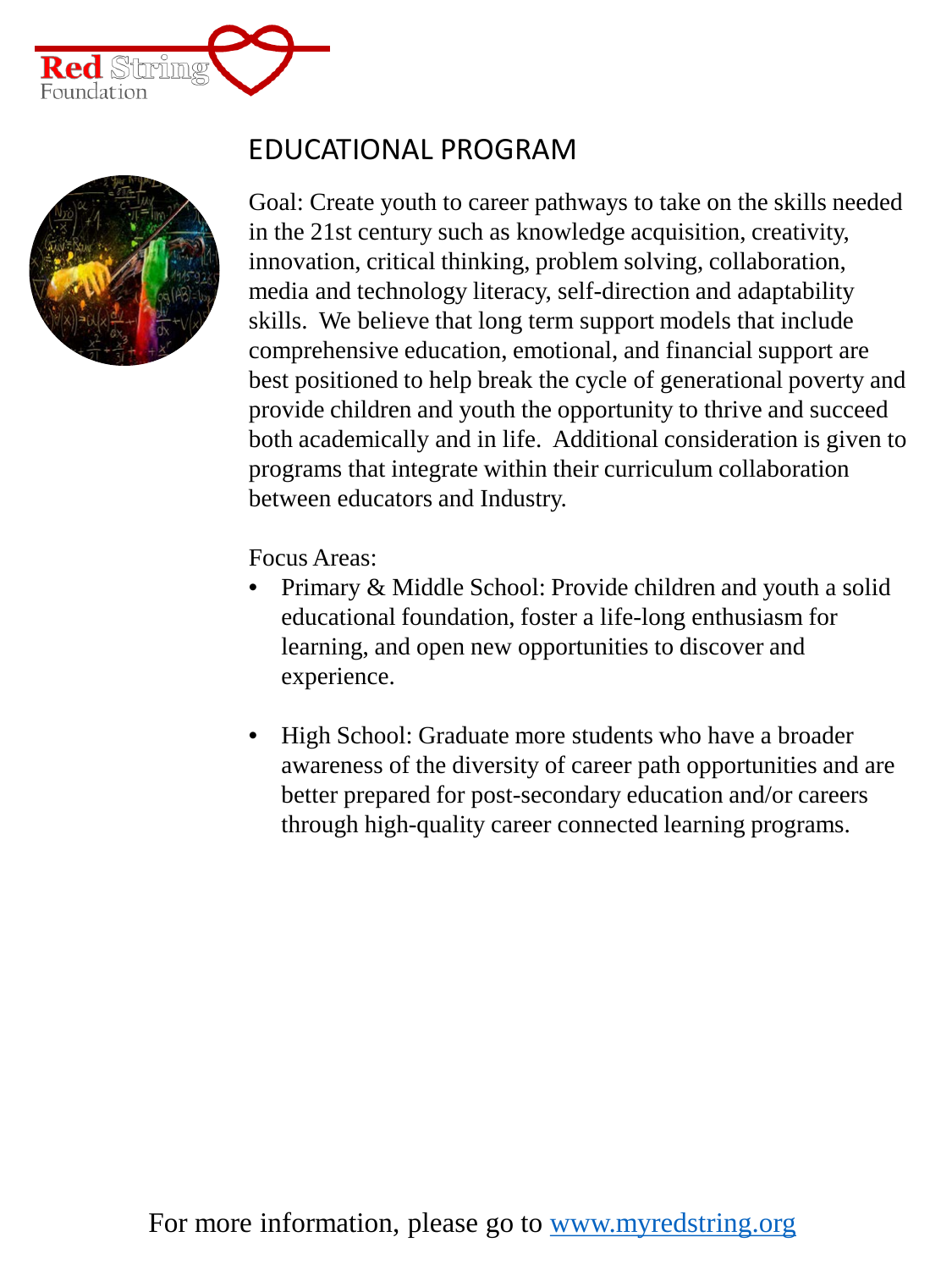# EDUCATIONAL PROGRAM

Goal: Create youth to career pathways to take on the skills needed in the 21st century such as knowledge acquisition, creativity, innovation, critical thinking, problem solving, collaboration, media and technology literacy, self-direction and adaptability skills. We believe that long term support models that include comprehensive education, emotional, and financial support are best positioned to help break the cycle of generational poverty and provide children and youth the opportunity to thrive and succeed both academically and in life. Additional consideration is given to programs that integrate within their curriculum collaboration between educators and Industry.

Focus Areas:

- Primary & Middle School: Provide children and youth a solid educational foundation, foster a life-long enthusiasm for learning, and open new opportunities to discover and experience.

- High School: Graduate more students who have a broader awareness of the diversity of career path opportunities and are better prepared for post-secondary education and/or careers through high-quality career connected learning programs.

For more information, please go to [www.myredstring.org](http://www.myredstring.org)